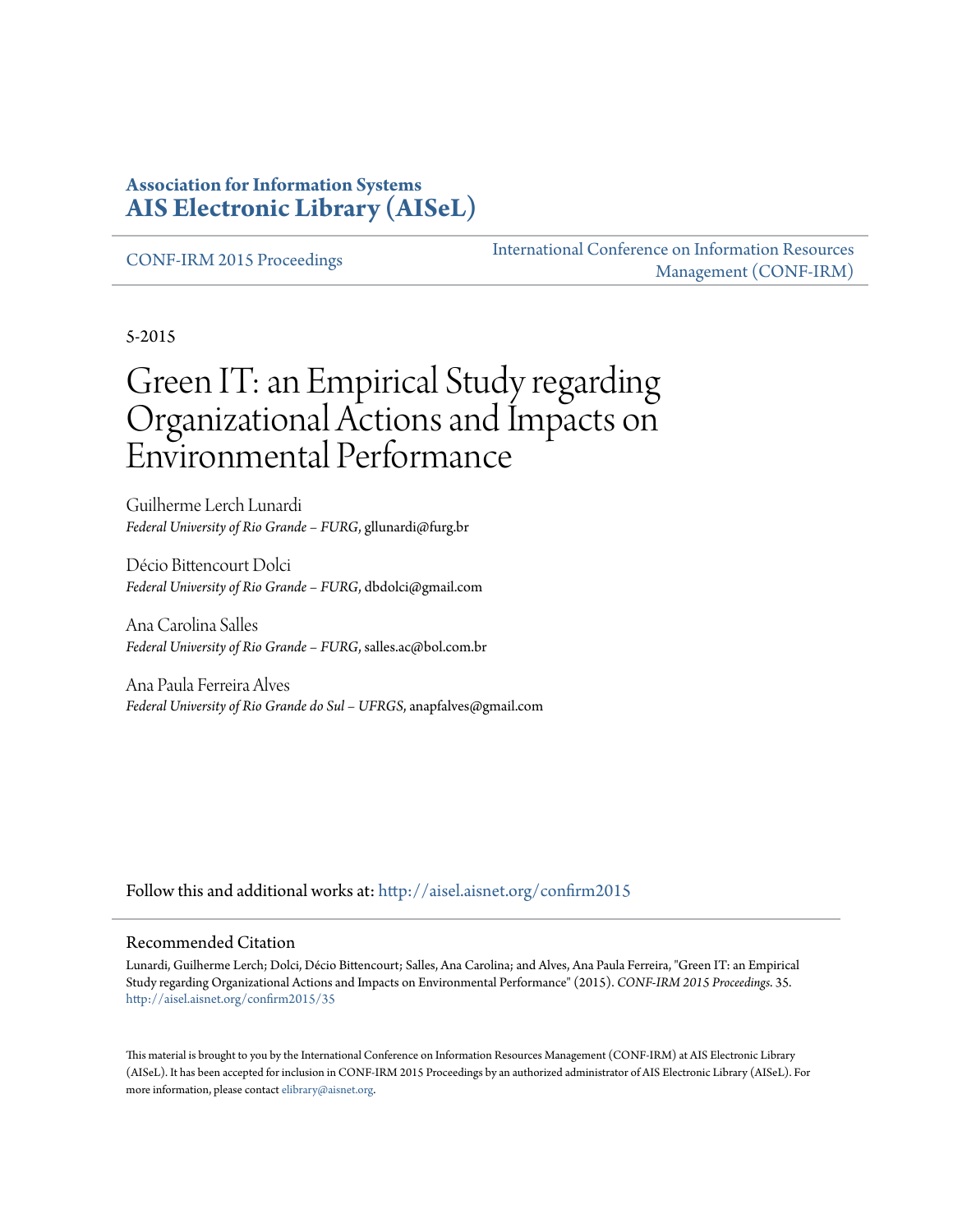**Association for Information Systems**
**AIS Electronic Library (AISeL)**

CONF-IRM 2015 Proceedings

International Conference on Information Resources Management (CONF-IRM)

5-2015

# Green IT: an Empirical Study regarding Organizational Actions and Impacts on Environmental Performance

Guilherme Lerch Lunardi
*Federal University of Rio Grande – FURG*, gllunardi@furg.br

Décio Bittencourt Dolci
*Federal University of Rio Grande – FURG*, dbdolci@gmail.com

Ana Carolina Salles
*Federal University of Rio Grande – FURG*, salles.ac@bol.com.br

Ana Paula Ferreira Alves
*Federal University of Rio Grande do Sul – UFRGS*, anapfalves@gmail.com

Follow this and additional works at: http://aisel.aisnet.org/confirm2015

## Recommended Citation

Lunardi, Guilherme Lerch; Dolci, Décio Bittencourt; Salles, Ana Carolina; and Alves, Ana Paula Ferreira, "Green IT: an Empirical Study regarding Organizational Actions and Impacts on Environmental Performance" (2015). *CONF-IRM 2015 Proceedings*. 35.
http://aisel.aisnet.org/confirm2015/35

This material is brought to you by the International Conference on Information Resources Management (CONF-IRM) at AIS Electronic Library (AISeL). It has been accepted for inclusion in CONF-IRM 2015 Proceedings by an authorized administrator of AIS Electronic Library (AISeL). For more information, please contact elibrary@aisnet.org.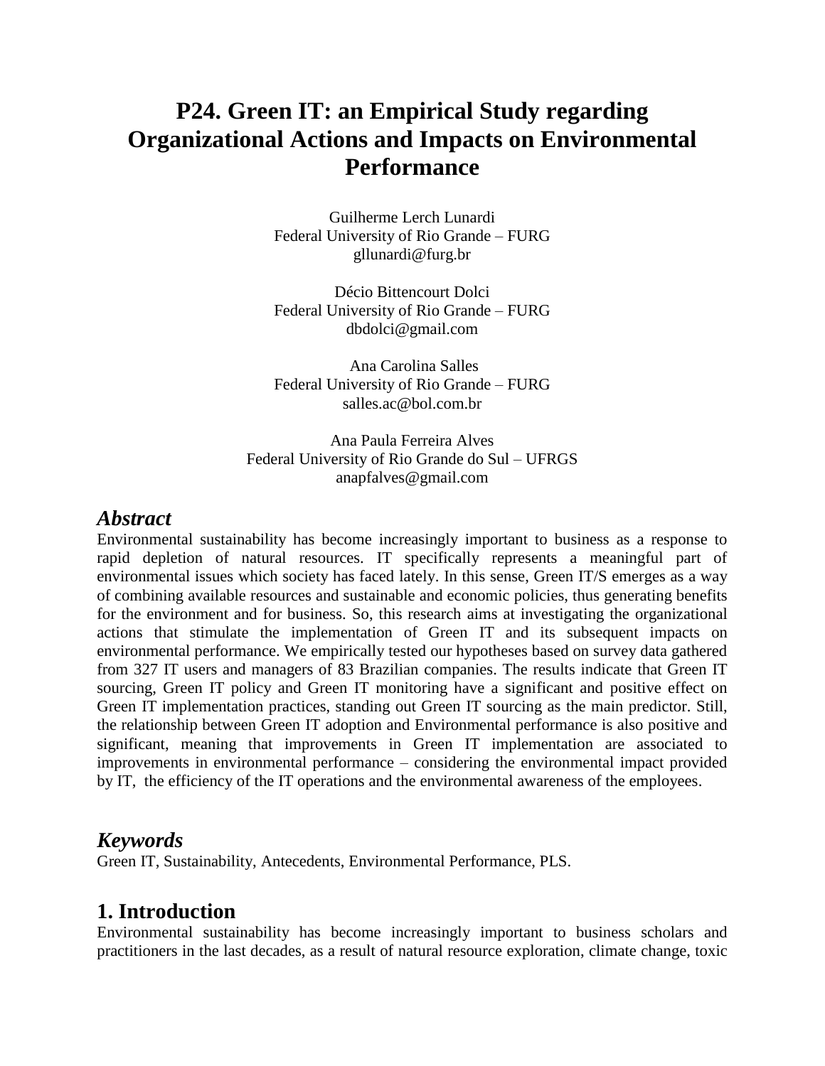# P24. Green IT: an Empirical Study regarding Organizational Actions and Impacts on Environmental Performance

Guilherme Lerch Lunardi
Federal University of Rio Grande – FURG
gllunardi@furg.br

Décio Bittencourt Dolci
Federal University of Rio Grande – FURG
dbdolci@gmail.com

Ana Carolina Salles
Federal University of Rio Grande – FURG
salles.ac@bol.com.br

Ana Paula Ferreira Alves
Federal University of Rio Grande do Sul – UFRGS
anapfalves@gmail.com

## *Abstract*

Environmental sustainability has become increasingly important to business as a response to rapid depletion of natural resources. IT specifically represents a meaningful part of environmental issues which society has faced lately. In this sense, Green IT/S emerges as a way of combining available resources and sustainable and economic policies, thus generating benefits for the environment and for business. So, this research aims at investigating the organizational actions that stimulate the implementation of Green IT and its subsequent impacts on environmental performance. We empirically tested our hypotheses based on survey data gathered from 327 IT users and managers of 83 Brazilian companies. The results indicate that Green IT sourcing, Green IT policy and Green IT monitoring have a significant and positive effect on Green IT implementation practices, standing out Green IT sourcing as the main predictor. Still, the relationship between Green IT adoption and Environmental performance is also positive and significant, meaning that improvements in Green IT implementation are associated to improvements in environmental performance – considering the environmental impact provided by IT, the efficiency of the IT operations and the environmental awareness of the employees.

## *Keywords*

Green IT, Sustainability, Antecedents, Environmental Performance, PLS.

## 1. Introduction

Environmental sustainability has become increasingly important to business scholars and practitioners in the last decades, as a result of natural resource exploration, climate change, toxic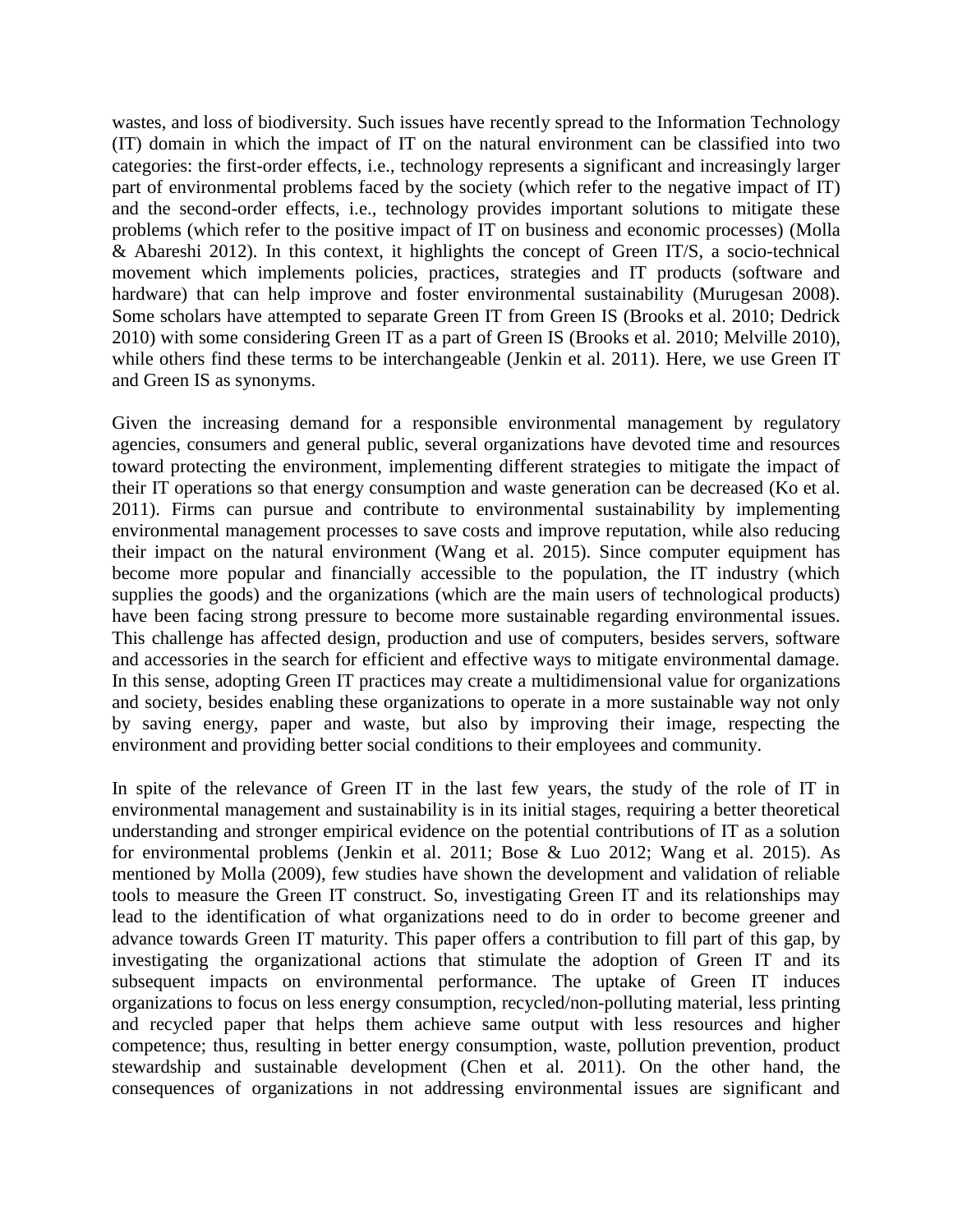wastes, and loss of biodiversity. Such issues have recently spread to the Information Technology (IT) domain in which the impact of IT on the natural environment can be classified into two categories: the first-order effects, i.e., technology represents a significant and increasingly larger part of environmental problems faced by the society (which refer to the negative impact of IT) and the second-order effects, i.e., technology provides important solutions to mitigate these problems (which refer to the positive impact of IT on business and economic processes) (Molla & Abareshi 2012). In this context, it highlights the concept of Green IT/S, a socio-technical movement which implements policies, practices, strategies and IT products (software and hardware) that can help improve and foster environmental sustainability (Murugesan 2008). Some scholars have attempted to separate Green IT from Green IS (Brooks et al. 2010; Dedrick 2010) with some considering Green IT as a part of Green IS (Brooks et al. 2010; Melville 2010), while others find these terms to be interchangeable (Jenkin et al. 2011). Here, we use Green IT and Green IS as synonyms.

Given the increasing demand for a responsible environmental management by regulatory agencies, consumers and general public, several organizations have devoted time and resources toward protecting the environment, implementing different strategies to mitigate the impact of their IT operations so that energy consumption and waste generation can be decreased (Ko et al. 2011). Firms can pursue and contribute to environmental sustainability by implementing environmental management processes to save costs and improve reputation, while also reducing their impact on the natural environment (Wang et al. 2015). Since computer equipment has become more popular and financially accessible to the population, the IT industry (which supplies the goods) and the organizations (which are the main users of technological products) have been facing strong pressure to become more sustainable regarding environmental issues. This challenge has affected design, production and use of computers, besides servers, software and accessories in the search for efficient and effective ways to mitigate environmental damage. In this sense, adopting Green IT practices may create a multidimensional value for organizations and society, besides enabling these organizations to operate in a more sustainable way not only by saving energy, paper and waste, but also by improving their image, respecting the environment and providing better social conditions to their employees and community.

In spite of the relevance of Green IT in the last few years, the study of the role of IT in environmental management and sustainability is in its initial stages, requiring a better theoretical understanding and stronger empirical evidence on the potential contributions of IT as a solution for environmental problems (Jenkin et al. 2011; Bose & Luo 2012; Wang et al. 2015). As mentioned by Molla (2009), few studies have shown the development and validation of reliable tools to measure the Green IT construct. So, investigating Green IT and its relationships may lead to the identification of what organizations need to do in order to become greener and advance towards Green IT maturity. This paper offers a contribution to fill part of this gap, by investigating the organizational actions that stimulate the adoption of Green IT and its subsequent impacts on environmental performance. The uptake of Green IT induces organizations to focus on less energy consumption, recycled/non-polluting material, less printing and recycled paper that helps them achieve same output with less resources and higher competence; thus, resulting in better energy consumption, waste, pollution prevention, product stewardship and sustainable development (Chen et al. 2011). On the other hand, the consequences of organizations in not addressing environmental issues are significant and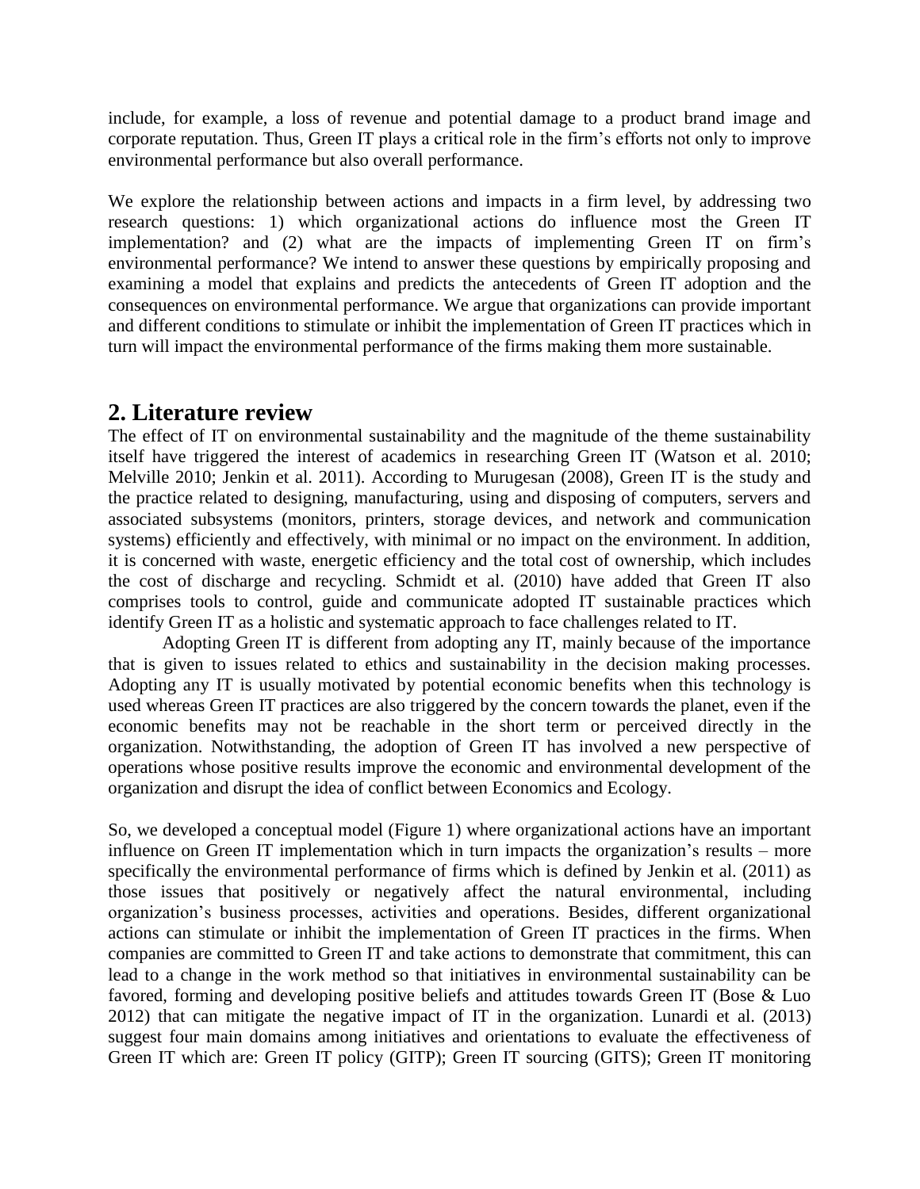include, for example, a loss of revenue and potential damage to a product brand image and corporate reputation. Thus, Green IT plays a critical role in the firm's efforts not only to improve environmental performance but also overall performance.

We explore the relationship between actions and impacts in a firm level, by addressing two research questions: 1) which organizational actions do influence most the Green IT implementation? and (2) what are the impacts of implementing Green IT on firm's environmental performance? We intend to answer these questions by empirically proposing and examining a model that explains and predicts the antecedents of Green IT adoption and the consequences on environmental performance. We argue that organizations can provide important and different conditions to stimulate or inhibit the implementation of Green IT practices which in turn will impact the environmental performance of the firms making them more sustainable.

## 2. Literature review

The effect of IT on environmental sustainability and the magnitude of the theme sustainability itself have triggered the interest of academics in researching Green IT (Watson et al. 2010; Melville 2010; Jenkin et al. 2011). According to Murugesan (2008), Green IT is the study and the practice related to designing, manufacturing, using and disposing of computers, servers and associated subsystems (monitors, printers, storage devices, and network and communication systems) efficiently and effectively, with minimal or no impact on the environment. In addition, it is concerned with waste, energetic efficiency and the total cost of ownership, which includes the cost of discharge and recycling. Schmidt et al. (2010) have added that Green IT also comprises tools to control, guide and communicate adopted IT sustainable practices which identify Green IT as a holistic and systematic approach to face challenges related to IT.

Adopting Green IT is different from adopting any IT, mainly because of the importance that is given to issues related to ethics and sustainability in the decision making processes. Adopting any IT is usually motivated by potential economic benefits when this technology is used whereas Green IT practices are also triggered by the concern towards the planet, even if the economic benefits may not be reachable in the short term or perceived directly in the organization. Notwithstanding, the adoption of Green IT has involved a new perspective of operations whose positive results improve the economic and environmental development of the organization and disrupt the idea of conflict between Economics and Ecology.

So, we developed a conceptual model (Figure 1) where organizational actions have an important influence on Green IT implementation which in turn impacts the organization's results – more specifically the environmental performance of firms which is defined by Jenkin et al. (2011) as those issues that positively or negatively affect the natural environmental, including organization's business processes, activities and operations. Besides, different organizational actions can stimulate or inhibit the implementation of Green IT practices in the firms. When companies are committed to Green IT and take actions to demonstrate that commitment, this can lead to a change in the work method so that initiatives in environmental sustainability can be favored, forming and developing positive beliefs and attitudes towards Green IT (Bose & Luo 2012) that can mitigate the negative impact of IT in the organization. Lunardi et al. (2013) suggest four main domains among initiatives and orientations to evaluate the effectiveness of Green IT which are: Green IT policy (GITP); Green IT sourcing (GITS); Green IT monitoring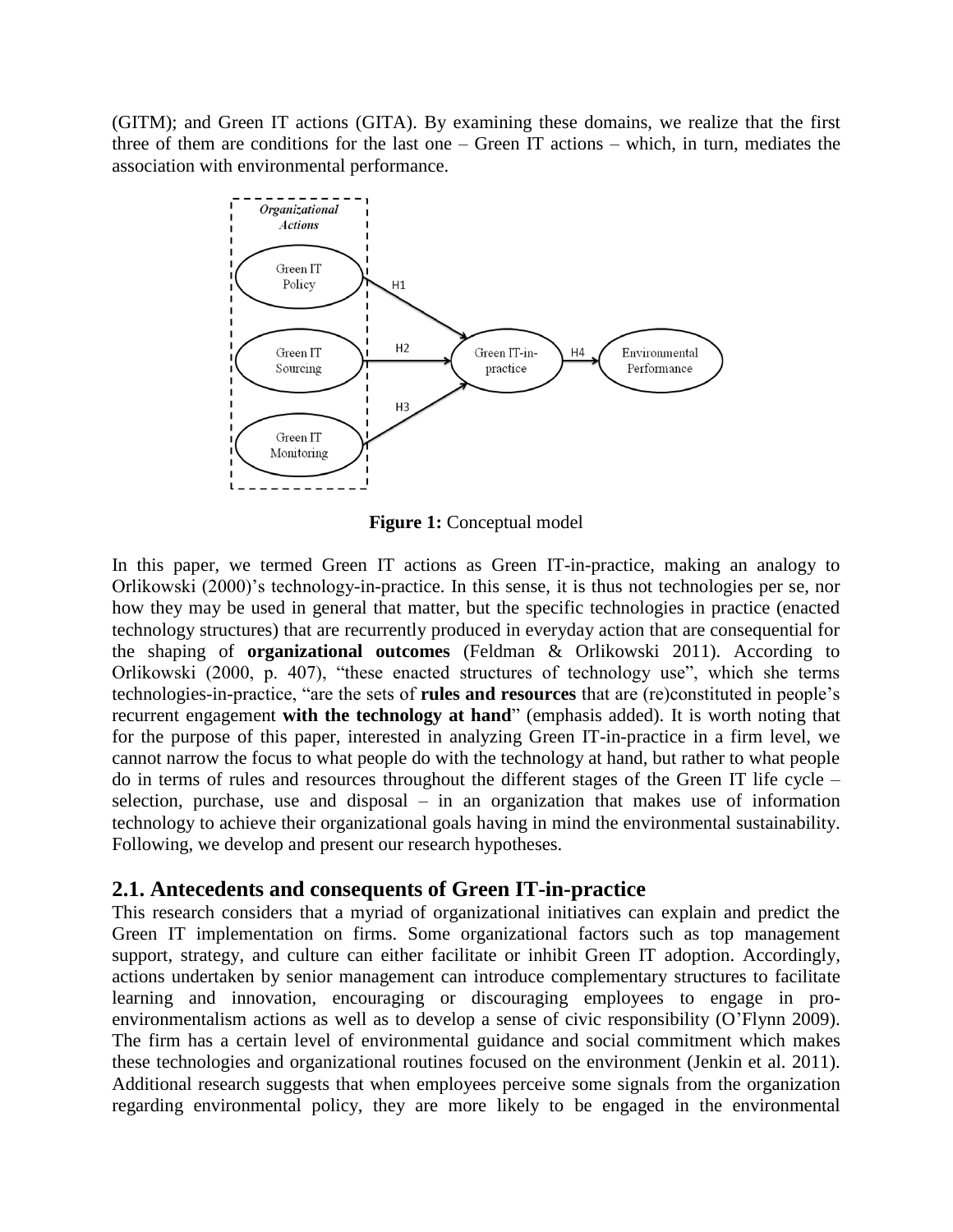(GITM); and Green IT actions (GITA). By examining these domains, we realize that the first three of them are conditions for the last one – Green IT actions – which, in turn, mediates the association with environmental performance.

**Figure 1:** Conceptual model

In this paper, we termed Green IT actions as Green IT-in-practice, making an analogy to Orlikowski (2000)'s technology-in-practice. In this sense, it is thus not technologies per se, nor how they may be used in general that matter, but the specific technologies in practice (enacted technology structures) that are recurrently produced in everyday action that are consequential for the shaping of **organizational outcomes** (Feldman & Orlikowski 2011). According to Orlikowski (2000, p. 407), "these enacted structures of technology use", which she terms technologies-in-practice, "are the sets of **rules and resources** that are (re)constituted in people's recurrent engagement **with the technology at hand**" (emphasis added). It is worth noting that for the purpose of this paper, interested in analyzing Green IT-in-practice in a firm level, we cannot narrow the focus to what people do with the technology at hand, but rather to what people do in terms of rules and resources throughout the different stages of the Green IT life cycle – selection, purchase, use and disposal – in an organization that makes use of information technology to achieve their organizational goals having in mind the environmental sustainability. Following, we develop and present our research hypotheses.

## 2.1. Antecedents and consequents of Green IT-in-practice

This research considers that a myriad of organizational initiatives can explain and predict the Green IT implementation on firms. Some organizational factors such as top management support, strategy, and culture can either facilitate or inhibit Green IT adoption. Accordingly, actions undertaken by senior management can introduce complementary structures to facilitate learning and innovation, encouraging or discouraging employees to engage in pro-environmentalism actions as well as to develop a sense of civic responsibility (O'Flynn 2009). The firm has a certain level of environmental guidance and social commitment which makes these technologies and organizational routines focused on the environment (Jenkin et al. 2011). Additional research suggests that when employees perceive some signals from the organization regarding environmental policy, they are more likely to be engaged in the environmental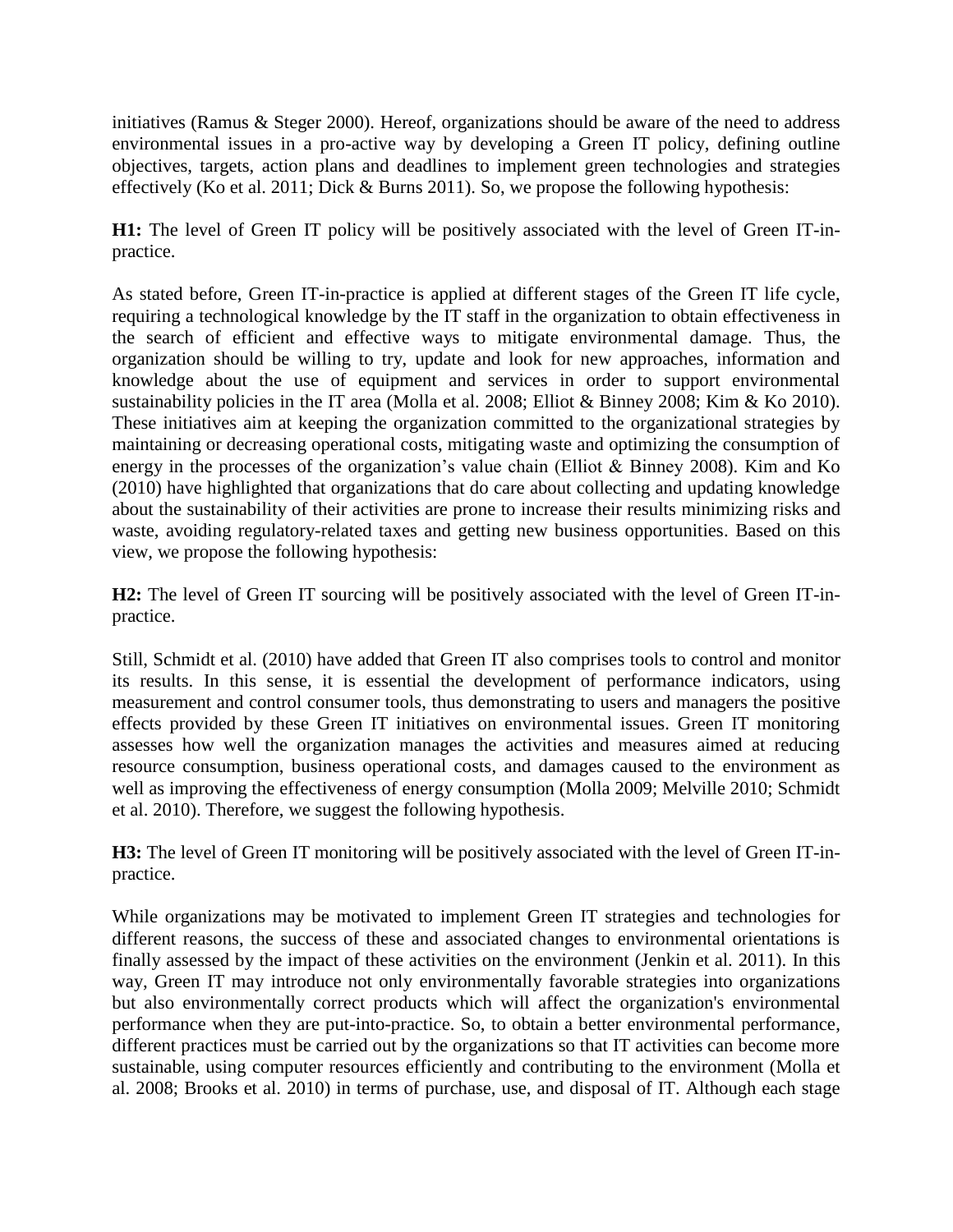initiatives (Ramus & Steger 2000). Hereof, organizations should be aware of the need to address environmental issues in a pro-active way by developing a Green IT policy, defining outline objectives, targets, action plans and deadlines to implement green technologies and strategies effectively (Ko et al. 2011; Dick & Burns 2011). So, we propose the following hypothesis:

**H1:** The level of Green IT policy will be positively associated with the level of Green IT-in-practice.

As stated before, Green IT-in-practice is applied at different stages of the Green IT life cycle, requiring a technological knowledge by the IT staff in the organization to obtain effectiveness in the search of efficient and effective ways to mitigate environmental damage. Thus, the organization should be willing to try, update and look for new approaches, information and knowledge about the use of equipment and services in order to support environmental sustainability policies in the IT area (Molla et al. 2008; Elliot & Binney 2008; Kim & Ko 2010). These initiatives aim at keeping the organization committed to the organizational strategies by maintaining or decreasing operational costs, mitigating waste and optimizing the consumption of energy in the processes of the organization's value chain (Elliot & Binney 2008). Kim and Ko (2010) have highlighted that organizations that do care about collecting and updating knowledge about the sustainability of their activities are prone to increase their results minimizing risks and waste, avoiding regulatory-related taxes and getting new business opportunities. Based on this view, we propose the following hypothesis:

**H2:** The level of Green IT sourcing will be positively associated with the level of Green IT-in-practice.

Still, Schmidt et al. (2010) have added that Green IT also comprises tools to control and monitor its results. In this sense, it is essential the development of performance indicators, using measurement and control consumer tools, thus demonstrating to users and managers the positive effects provided by these Green IT initiatives on environmental issues. Green IT monitoring assesses how well the organization manages the activities and measures aimed at reducing resource consumption, business operational costs, and damages caused to the environment as well as improving the effectiveness of energy consumption (Molla 2009; Melville 2010; Schmidt et al. 2010). Therefore, we suggest the following hypothesis.

**H3:** The level of Green IT monitoring will be positively associated with the level of Green IT-in-practice.

While organizations may be motivated to implement Green IT strategies and technologies for different reasons, the success of these and associated changes to environmental orientations is finally assessed by the impact of these activities on the environment (Jenkin et al. 2011). In this way, Green IT may introduce not only environmentally favorable strategies into organizations but also environmentally correct products which will affect the organization's environmental performance when they are put-into-practice. So, to obtain a better environmental performance, different practices must be carried out by the organizations so that IT activities can become more sustainable, using computer resources efficiently and contributing to the environment (Molla et al. 2008; Brooks et al. 2010) in terms of purchase, use, and disposal of IT. Although each stage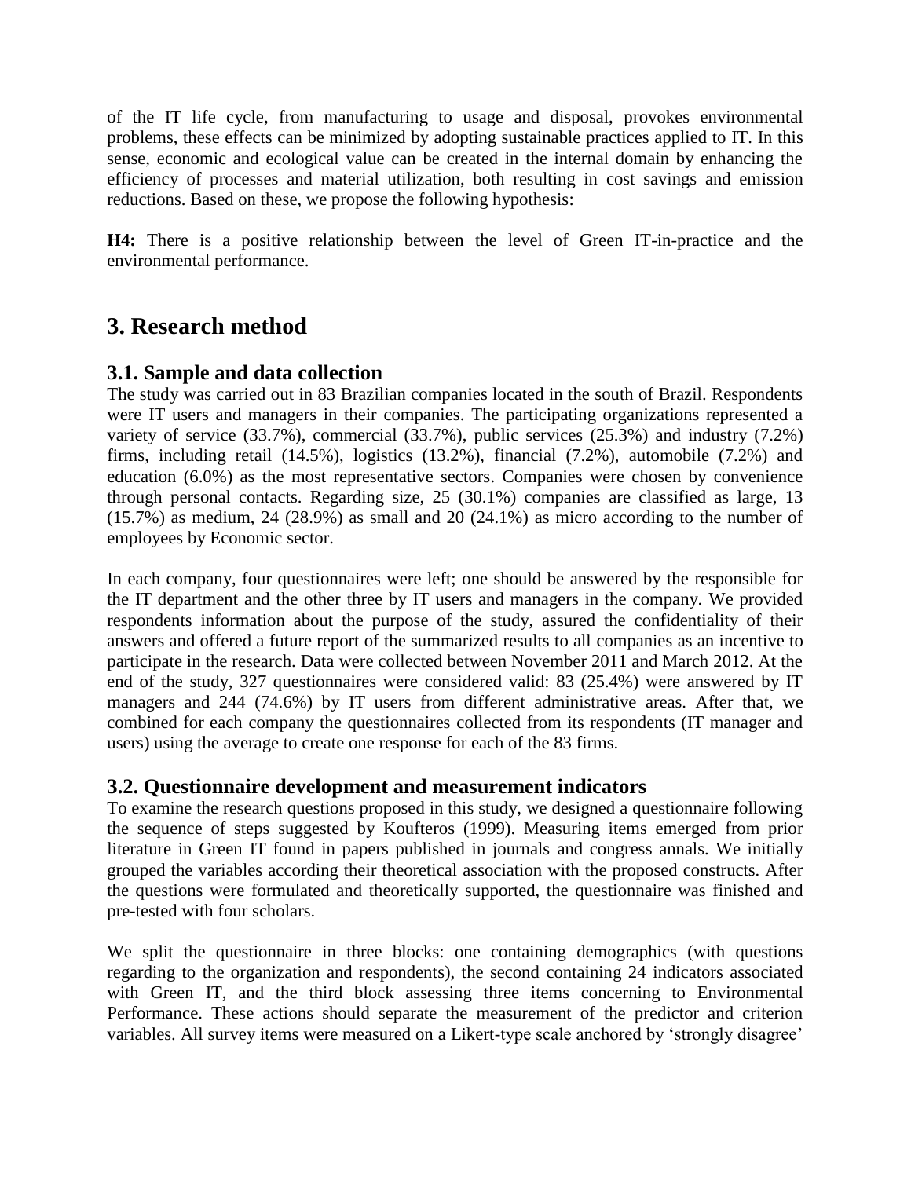of the IT life cycle, from manufacturing to usage and disposal, provokes environmental problems, these effects can be minimized by adopting sustainable practices applied to IT. In this sense, economic and ecological value can be created in the internal domain by enhancing the efficiency of processes and material utilization, both resulting in cost savings and emission reductions. Based on these, we propose the following hypothesis:

**H4:** There is a positive relationship between the level of Green IT-in-practice and the environmental performance.

## 3. Research method

### 3.1. Sample and data collection

The study was carried out in 83 Brazilian companies located in the south of Brazil. Respondents were IT users and managers in their companies. The participating organizations represented a variety of service (33.7%), commercial (33.7%), public services (25.3%) and industry (7.2%) firms, including retail (14.5%), logistics (13.2%), financial (7.2%), automobile (7.2%) and education (6.0%) as the most representative sectors. Companies were chosen by convenience through personal contacts. Regarding size, 25 (30.1%) companies are classified as large, 13 (15.7%) as medium, 24 (28.9%) as small and 20 (24.1%) as micro according to the number of employees by Economic sector.

In each company, four questionnaires were left; one should be answered by the responsible for the IT department and the other three by IT users and managers in the company. We provided respondents information about the purpose of the study, assured the confidentiality of their answers and offered a future report of the summarized results to all companies as an incentive to participate in the research. Data were collected between November 2011 and March 2012. At the end of the study, 327 questionnaires were considered valid: 83 (25.4%) were answered by IT managers and 244 (74.6%) by IT users from different administrative areas. After that, we combined for each company the questionnaires collected from its respondents (IT manager and users) using the average to create one response for each of the 83 firms.

### 3.2. Questionnaire development and measurement indicators

To examine the research questions proposed in this study, we designed a questionnaire following the sequence of steps suggested by Koufteros (1999). Measuring items emerged from prior literature in Green IT found in papers published in journals and congress annals. We initially grouped the variables according their theoretical association with the proposed constructs. After the questions were formulated and theoretically supported, the questionnaire was finished and pre-tested with four scholars.

We split the questionnaire in three blocks: one containing demographics (with questions regarding to the organization and respondents), the second containing 24 indicators associated with Green IT, and the third block assessing three items concerning to Environmental Performance. These actions should separate the measurement of the predictor and criterion variables. All survey items were measured on a Likert-type scale anchored by 'strongly disagree'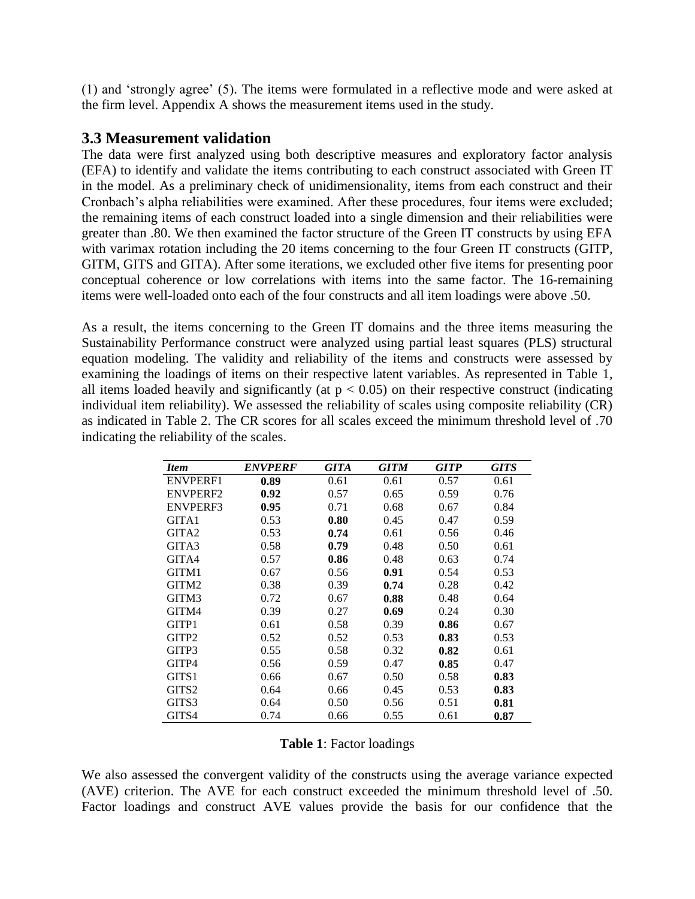(1) and 'strongly agree' (5). The items were formulated in a reflective mode and were asked at the firm level. Appendix A shows the measurement items used in the study.

## 3.3 Measurement validation

The data were first analyzed using both descriptive measures and exploratory factor analysis (EFA) to identify and validate the items contributing to each construct associated with Green IT in the model. As a preliminary check of unidimensionality, items from each construct and their Cronbach's alpha reliabilities were examined. After these procedures, four items were excluded; the remaining items of each construct loaded into a single dimension and their reliabilities were greater than .80. We then examined the factor structure of the Green IT constructs by using EFA with varimax rotation including the 20 items concerning to the four Green IT constructs (GITP, GITM, GITS and GITA). After some iterations, we excluded other five items for presenting poor conceptual coherence or low correlations with items into the same factor. The 16-remaining items were well-loaded onto each of the four constructs and all item loadings were above .50.

As a result, the items concerning to the Green IT domains and the three items measuring the Sustainability Performance construct were analyzed using partial least squares (PLS) structural equation modeling. The validity and reliability of the items and constructs were assessed by examining the loadings of items on their respective latent variables. As represented in Table 1, all items loaded heavily and significantly (at $p < 0.05$) on their respective construct (indicating individual item reliability). We assessed the reliability of scales using composite reliability (CR) as indicated in Table 2. The CR scores for all scales exceed the minimum threshold level of .70 indicating the reliability of the scales.

| *Item* | *ENVPERF* | *GITA* | *GITM* | *GITP* | *GITS* |
|---|---|---|---|---|---|
| ENVPERF1 | **0.89** | 0.61 | 0.61 | 0.57 | 0.61 |
| ENVPERF2 | **0.92** | 0.57 | 0.65 | 0.59 | 0.76 |
| ENVPERF3 | **0.95** | 0.71 | 0.68 | 0.67 | 0.84 |
| GITA1 | 0.53 | **0.80** | 0.45 | 0.47 | 0.59 |
| GITA2 | 0.53 | **0.74** | 0.61 | 0.56 | 0.46 |
| GITA3 | 0.58 | **0.79** | 0.48 | 0.50 | 0.61 |
| GITA4 | 0.57 | **0.86** | 0.48 | 0.63 | 0.74 |
| GITM1 | 0.67 | 0.56 | **0.91** | 0.54 | 0.53 |
| GITM2 | 0.38 | 0.39 | **0.74** | 0.28 | 0.42 |
| GITM3 | 0.72 | 0.67 | **0.88** | 0.48 | 0.64 |
| GITM4 | 0.39 | 0.27 | **0.69** | 0.24 | 0.30 |
| GITP1 | 0.61 | 0.58 | 0.39 | **0.86** | 0.67 |
| GITP2 | 0.52 | 0.52 | 0.53 | **0.83** | 0.53 |
| GITP3 | 0.55 | 0.58 | 0.32 | **0.82** | 0.61 |
| GITP4 | 0.56 | 0.59 | 0.47 | **0.85** | 0.47 |
| GITS1 | 0.66 | 0.67 | 0.50 | 0.58 | **0.83** |
| GITS2 | 0.64 | 0.66 | 0.45 | 0.53 | **0.83** |
| GITS3 | 0.64 | 0.50 | 0.56 | 0.51 | **0.81** |
| GITS4 | 0.74 | 0.66 | 0.55 | 0.61 | **0.87** |

**Table 1**: Factor loadings

We also assessed the convergent validity of the constructs using the average variance expected (AVE) criterion. The AVE for each construct exceeded the minimum threshold level of .50. Factor loadings and construct AVE values provide the basis for our confidence that the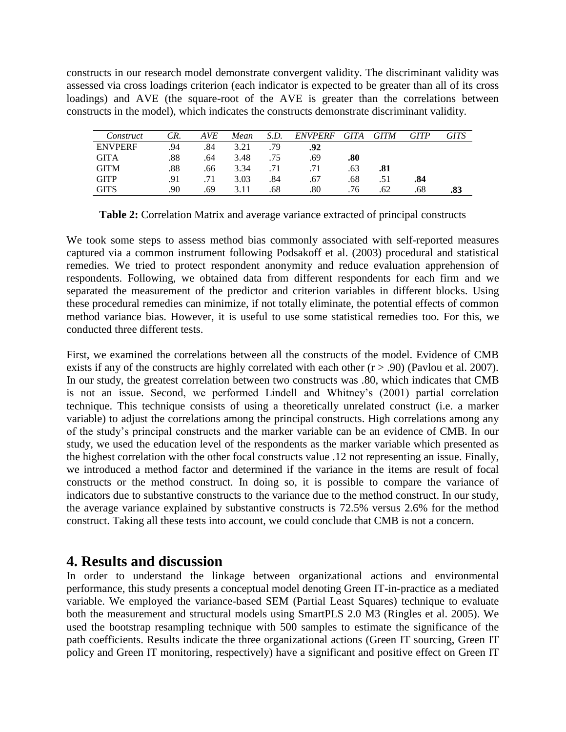constructs in our research model demonstrate convergent validity. The discriminant validity was assessed via cross loadings criterion (each indicator is expected to be greater than all of its cross loadings) and AVE (the square-root of the AVE is greater than the correlations between constructs in the model), which indicates the constructs demonstrate discriminant validity.

| *Construct* | *CR.* | *AVE* | *Mean* | *S.D.* | *ENVPERF* | *GITA* | *GITM* | *GITP* | *GITS* |
|---|---|---|---|---|---|---|---|---|---|
| ENVPERF | .94 | .84 | 3.21 | .79 | **.92** | | | | |
| GITA | .88 | .64 | 3.48 | .75 | .69 | **.80** | | | |
| GITM | .88 | .66 | 3.34 | .71 | .71 | .63 | **.81** | | |
| GITP | .91 | .71 | 3.03 | .84 | .67 | .68 | .51 | **.84** | |
| GITS | .90 | .69 | 3.11 | .68 | .80 | .76 | .62 | .68 | **.83** |

**Table 2:** Correlation Matrix and average variance extracted of principal constructs

We took some steps to assess method bias commonly associated with self-reported measures captured via a common instrument following Podsakoff et al. (2003) procedural and statistical remedies. We tried to protect respondent anonymity and reduce evaluation apprehension of respondents. Following, we obtained data from different respondents for each firm and we separated the measurement of the predictor and criterion variables in different blocks. Using these procedural remedies can minimize, if not totally eliminate, the potential effects of common method variance bias. However, it is useful to use some statistical remedies too. For this, we conducted three different tests.

First, we examined the correlations between all the constructs of the model. Evidence of CMB exists if any of the constructs are highly correlated with each other ($r > .90$) (Pavlou et al. 2007). In our study, the greatest correlation between two constructs was .80, which indicates that CMB is not an issue. Second, we performed Lindell and Whitney's (2001) partial correlation technique. This technique consists of using a theoretically unrelated construct (i.e. a marker variable) to adjust the correlations among the principal constructs. High correlations among any of the study's principal constructs and the marker variable can be an evidence of CMB. In our study, we used the education level of the respondents as the marker variable which presented as the highest correlation with the other focal constructs value .12 not representing an issue. Finally, we introduced a method factor and determined if the variance in the items are result of focal constructs or the method construct. In doing so, it is possible to compare the variance of indicators due to substantive constructs to the variance due to the method construct. In our study, the average variance explained by substantive constructs is 72.5% versus 2.6% for the method construct. Taking all these tests into account, we could conclude that CMB is not a concern.

# 4. Results and discussion

In order to understand the linkage between organizational actions and environmental performance, this study presents a conceptual model denoting Green IT-in-practice as a mediated variable. We employed the variance-based SEM (Partial Least Squares) technique to evaluate both the measurement and structural models using SmartPLS 2.0 M3 (Ringles et al. 2005). We used the bootstrap resampling technique with 500 samples to estimate the significance of the path coefficients. Results indicate the three organizational actions (Green IT sourcing, Green IT policy and Green IT monitoring, respectively) have a significant and positive effect on Green IT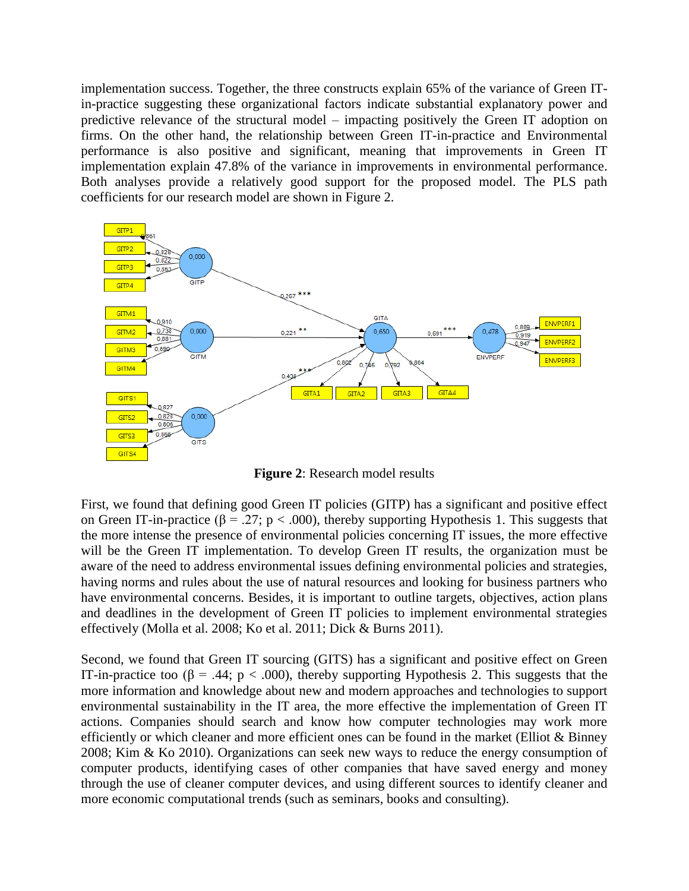implementation success. Together, the three constructs explain 65% of the variance of Green IT-in-practice suggesting these organizational factors indicate substantial explanatory power and predictive relevance of the structural model – impacting positively the Green IT adoption on firms. On the other hand, the relationship between Green IT-in-practice and Environmental performance is also positive and significant, meaning that improvements in Green IT implementation explain 47.8% of the variance in improvements in environmental performance. Both analyses provide a relatively good support for the proposed model. The PLS path coefficients for our research model are shown in Figure 2.

**Figure 2**: Research model results

First, we found that defining good Green IT policies (GITP) has a significant and positive effect on Green IT-in-practice ($\beta = .27$; $p < .000$), thereby supporting Hypothesis 1. This suggests that the more intense the presence of environmental policies concerning IT issues, the more effective will be the Green IT implementation. To develop Green IT results, the organization must be aware of the need to address environmental issues defining environmental policies and strategies, having norms and rules about the use of natural resources and looking for business partners who have environmental concerns. Besides, it is important to outline targets, objectives, action plans and deadlines in the development of Green IT policies to implement environmental strategies effectively (Molla et al. 2008; Ko et al. 2011; Dick & Burns 2011).

Second, we found that Green IT sourcing (GITS) has a significant and positive effect on Green IT-in-practice too ($\beta = .44$; $p < .000$), thereby supporting Hypothesis 2. This suggests that the more information and knowledge about new and modern approaches and technologies to support environmental sustainability in the IT area, the more effective the implementation of Green IT actions. Companies should search and know how computer technologies may work more efficiently or which cleaner and more efficient ones can be found in the market (Elliot & Binney 2008; Kim & Ko 2010). Organizations can seek new ways to reduce the energy consumption of computer products, identifying cases of other companies that have saved energy and money through the use of cleaner computer devices, and using different sources to identify cleaner and more economic computational trends (such as seminars, books and consulting).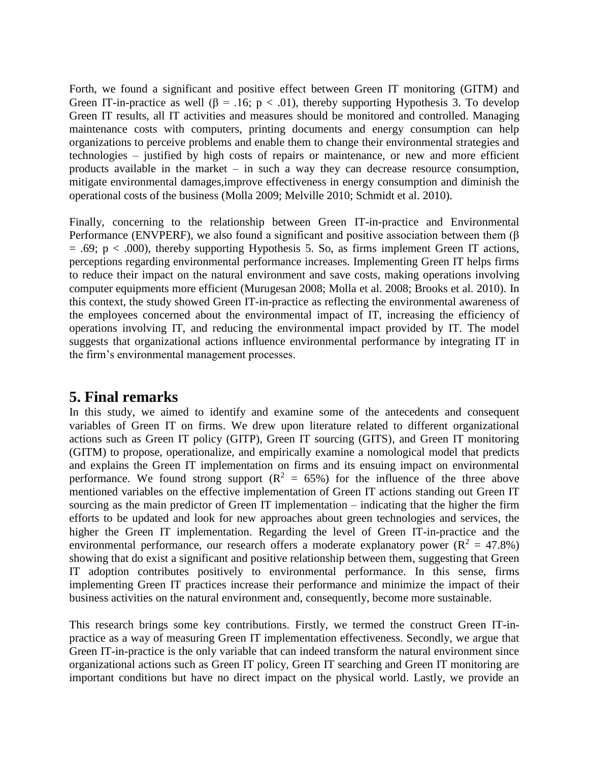Forth, we found a significant and positive effect between Green IT monitoring (GITM) and Green IT-in-practice as well ($\beta = .16$; $p < .01$), thereby supporting Hypothesis 3. To develop Green IT results, all IT activities and measures should be monitored and controlled. Managing maintenance costs with computers, printing documents and energy consumption can help organizations to perceive problems and enable them to change their environmental strategies and technologies – justified by high costs of repairs or maintenance, or new and more efficient products available in the market – in such a way they can decrease resource consumption, mitigate environmental damages,improve effectiveness in energy consumption and diminish the operational costs of the business (Molla 2009; Melville 2010; Schmidt et al. 2010).

Finally, concerning to the relationship between Green IT-in-practice and Environmental Performance (ENVPERF), we also found a significant and positive association between them ($\beta = .69$; $p < .000$), thereby supporting Hypothesis 5. So, as firms implement Green IT actions, perceptions regarding environmental performance increases. Implementing Green IT helps firms to reduce their impact on the natural environment and save costs, making operations involving computer equipments more efficient (Murugesan 2008; Molla et al. 2008; Brooks et al. 2010). In this context, the study showed Green IT-in-practice as reflecting the environmental awareness of the employees concerned about the environmental impact of IT, increasing the efficiency of operations involving IT, and reducing the environmental impact provided by IT. The model suggests that organizational actions influence environmental performance by integrating IT in the firm's environmental management processes.

## 5. Final remarks

In this study, we aimed to identify and examine some of the antecedents and consequent variables of Green IT on firms. We drew upon literature related to different organizational actions such as Green IT policy (GITP), Green IT sourcing (GITS), and Green IT monitoring (GITM) to propose, operationalize, and empirically examine a nomological model that predicts and explains the Green IT implementation on firms and its ensuing impact on environmental performance. We found strong support ($R^2 = 65\%$) for the influence of the three above mentioned variables on the effective implementation of Green IT actions standing out Green IT sourcing as the main predictor of Green IT implementation – indicating that the higher the firm efforts to be updated and look for new approaches about green technologies and services, the higher the Green IT implementation. Regarding the level of Green IT-in-practice and the environmental performance, our research offers a moderate explanatory power ($R^2 = 47.8\%$) showing that do exist a significant and positive relationship between them, suggesting that Green IT adoption contributes positively to environmental performance. In this sense, firms implementing Green IT practices increase their performance and minimize the impact of their business activities on the natural environment and, consequently, become more sustainable.

This research brings some key contributions. Firstly, we termed the construct Green IT-in-practice as a way of measuring Green IT implementation effectiveness. Secondly, we argue that Green IT-in-practice is the only variable that can indeed transform the natural environment since organizational actions such as Green IT policy, Green IT searching and Green IT monitoring are important conditions but have no direct impact on the physical world. Lastly, we provide an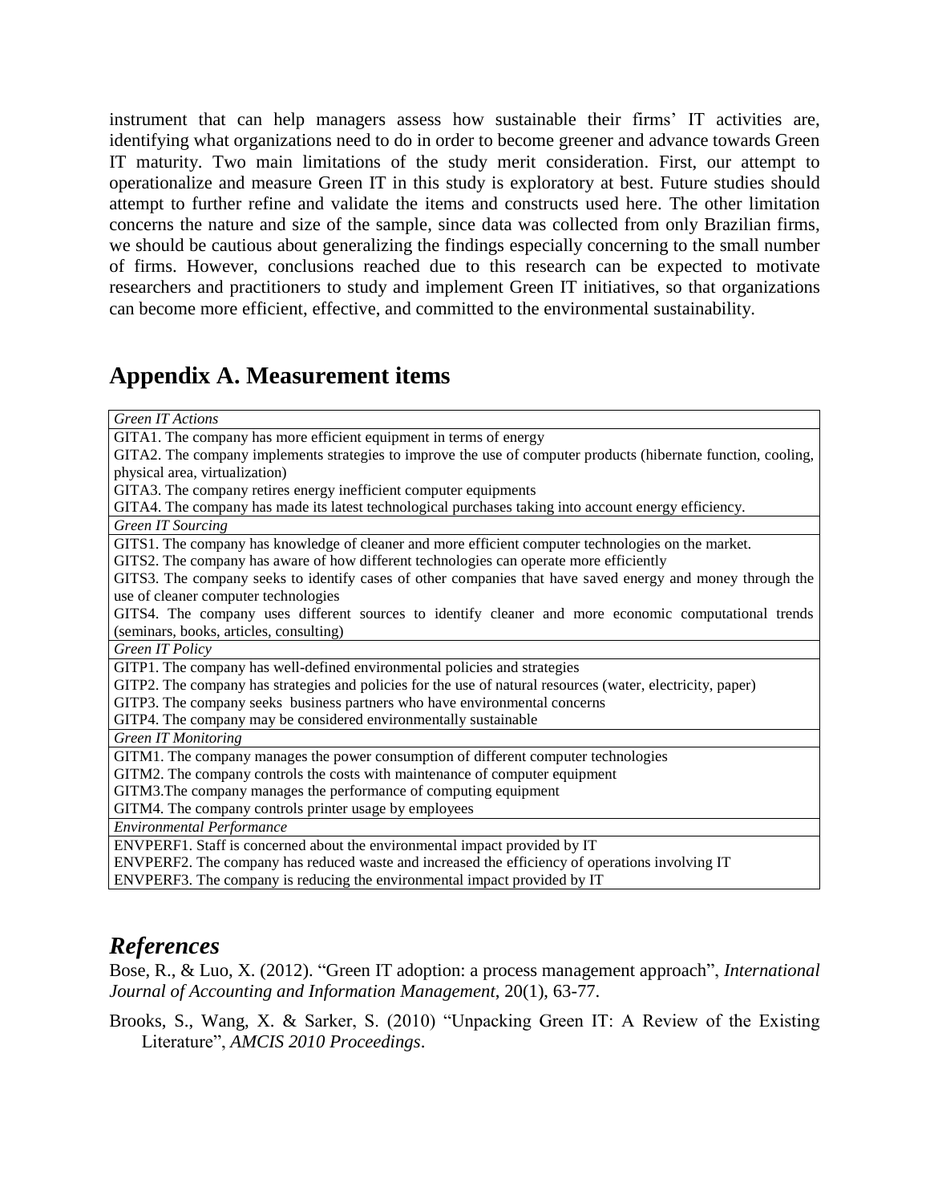instrument that can help managers assess how sustainable their firms' IT activities are, identifying what organizations need to do in order to become greener and advance towards Green IT maturity. Two main limitations of the study merit consideration. First, our attempt to operationalize and measure Green IT in this study is exploratory at best. Future studies should attempt to further refine and validate the items and constructs used here. The other limitation concerns the nature and size of the sample, since data was collected from only Brazilian firms, we should be cautious about generalizing the findings especially concerning to the small number of firms. However, conclusions reached due to this research can be expected to motivate researchers and practitioners to study and implement Green IT initiatives, so that organizations can become more efficient, effective, and committed to the environmental sustainability.

## Appendix A. Measurement items

| *Green IT Actions* |
|---|
| GITA1. The company has more efficient equipment in terms of energy<br>GITA2. The company implements strategies to improve the use of computer products (hibernate function, cooling, physical area, virtualization)<br>GITA3. The company retires energy inefficient computer equipments<br>GITA4. The company has made its latest technological purchases taking into account energy efficiency. |
| *Green IT Sourcing* |
| GITS1. The company has knowledge of cleaner and more efficient computer technologies on the market.<br>GITS2. The company has aware of how different technologies can operate more efficiently<br>GITS3. The company seeks to identify cases of other companies that have saved energy and money through the use of cleaner computer technologies<br>GITS4. The company uses different sources to identify cleaner and more economic computational trends (seminars, books, articles, consulting) |
| *Green IT Policy* |
| GITP1. The company has well-defined environmental policies and strategies<br>GITP2. The company has strategies and policies for the use of natural resources (water, electricity, paper)<br>GITP3. The company seeks business partners who have environmental concerns<br>GITP4. The company may be considered environmentally sustainable |
| *Green IT Monitoring* |
| GITM1. The company manages the power consumption of different computer technologies<br>GITM2. The company controls the costs with maintenance of computer equipment<br>GITM3.The company manages the performance of computing equipment<br>GITM4. The company controls printer usage by employees |
| *Environmental Performance* |
| ENVPERF1. Staff is concerned about the environmental impact provided by IT<br>ENVPERF2. The company has reduced waste and increased the efficiency of operations involving IT<br>ENVPERF3. The company is reducing the environmental impact provided by IT |

## *References*

Bose, R., & Luo, X. (2012). "Green IT adoption: a process management approach", *International Journal of Accounting and Information Management*, 20(1), 63-77.

Brooks, S., Wang, X. & Sarker, S. (2010) "Unpacking Green IT: A Review of the Existing Literature", *AMCIS 2010 Proceedings*.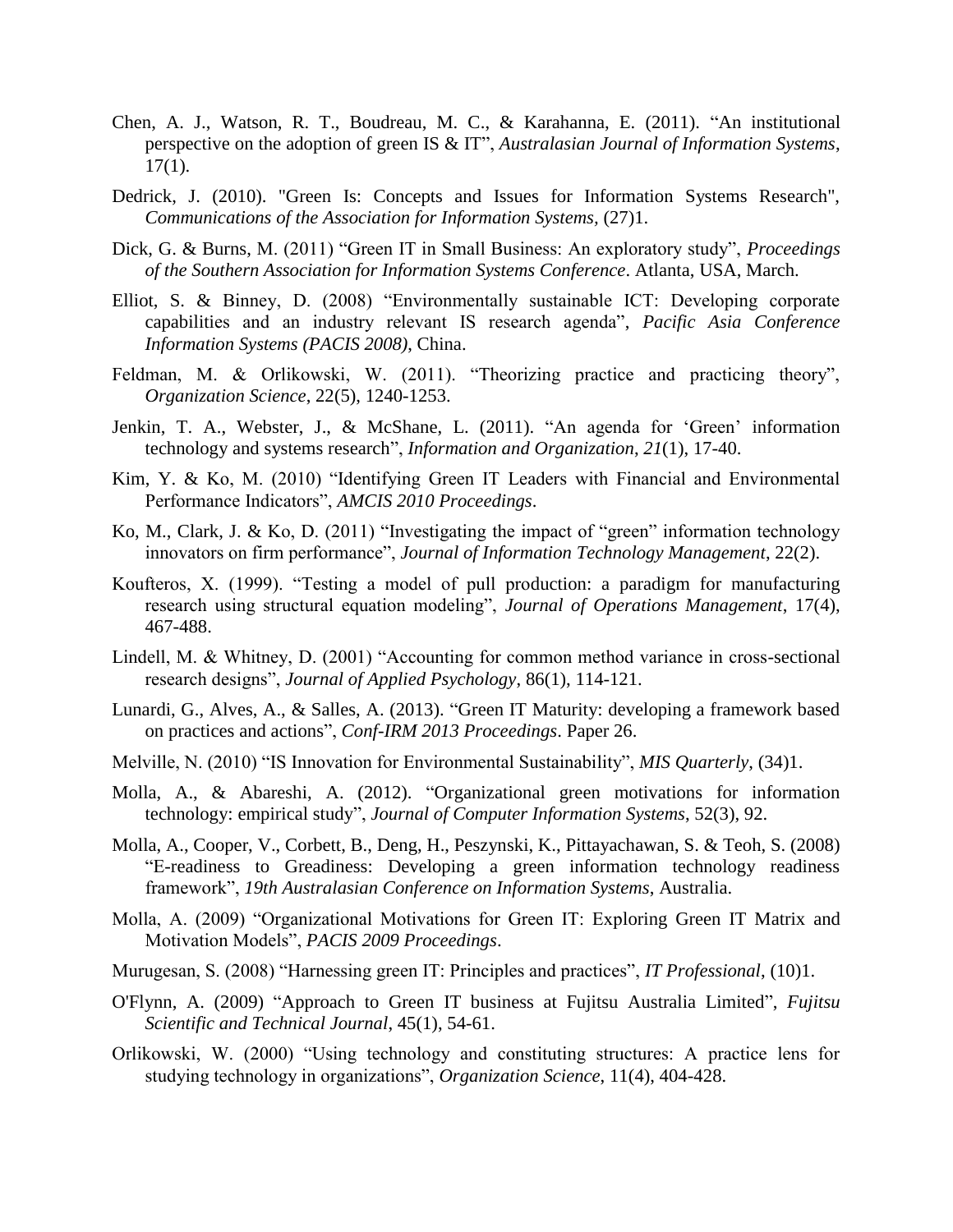Chen, A. J., Watson, R. T., Boudreau, M. C., & Karahanna, E. (2011). "An institutional perspective on the adoption of green IS & IT", *Australasian Journal of Information Systems*, 17(1).

Dedrick, J. (2010). "Green Is: Concepts and Issues for Information Systems Research", *Communications of the Association for Information Systems,* (27)1.

Dick, G. & Burns, M. (2011) "Green IT in Small Business: An exploratory study", *Proceedings of the Southern Association for Information Systems Conference*. Atlanta, USA, March.

Elliot, S. & Binney, D. (2008) "Environmentally sustainable ICT: Developing corporate capabilities and an industry relevant IS research agenda", *Pacific Asia Conference Information Systems (PACIS 2008)*, China.

Feldman, M. & Orlikowski, W. (2011). "Theorizing practice and practicing theory", *Organization Science,* 22(5), 1240-1253.

Jenkin, T. A., Webster, J., & McShane, L. (2011). "An agenda for 'Green' information technology and systems research", *Information and Organization*, *21*(1), 17-40.

Kim, Y. & Ko, M. (2010) "Identifying Green IT Leaders with Financial and Environmental Performance Indicators", *AMCIS 2010 Proceedings*.

Ko, M., Clark, J. & Ko, D. (2011) "Investigating the impact of "green" information technology innovators on firm performance", *Journal of Information Technology Management*, 22(2).

Koufteros, X. (1999). "Testing a model of pull production: a paradigm for manufacturing research using structural equation modeling", *Journal of Operations Management*, 17(4), 467-488.

Lindell, M. & Whitney, D. (2001) "Accounting for common method variance in cross-sectional research designs", *Journal of Applied Psychology*, 86(1), 114-121.

Lunardi, G., Alves, A., & Salles, A. (2013). "Green IT Maturity: developing a framework based on practices and actions", *Conf-IRM 2013 Proceedings*. Paper 26.

Melville, N. (2010) "IS Innovation for Environmental Sustainability", *MIS Quarterly*, (34)1.

Molla, A., & Abareshi, A. (2012). "Organizational green motivations for information technology: empirical study", *Journal of Computer Information Systems*, 52(3), 92.

Molla, A., Cooper, V., Corbett, B., Deng, H., Peszynski, K., Pittayachawan, S. & Teoh, S. (2008) "E-readiness to Greadiness: Developing a green information technology readiness framework", *19th Australasian Conference on Information Systems*, Australia.

Molla, A. (2009) "Organizational Motivations for Green IT: Exploring Green IT Matrix and Motivation Models", *PACIS 2009 Proceedings*.

Murugesan, S. (2008) "Harnessing green IT: Principles and practices", *IT Professional*, (10)1.

O'Flynn, A. (2009) "Approach to Green IT business at Fujitsu Australia Limited", *Fujitsu Scientific and Technical Journal*, 45(1), 54-61.

Orlikowski, W. (2000) "Using technology and constituting structures: A practice lens for studying technology in organizations", *Organization Science*, 11(4), 404-428.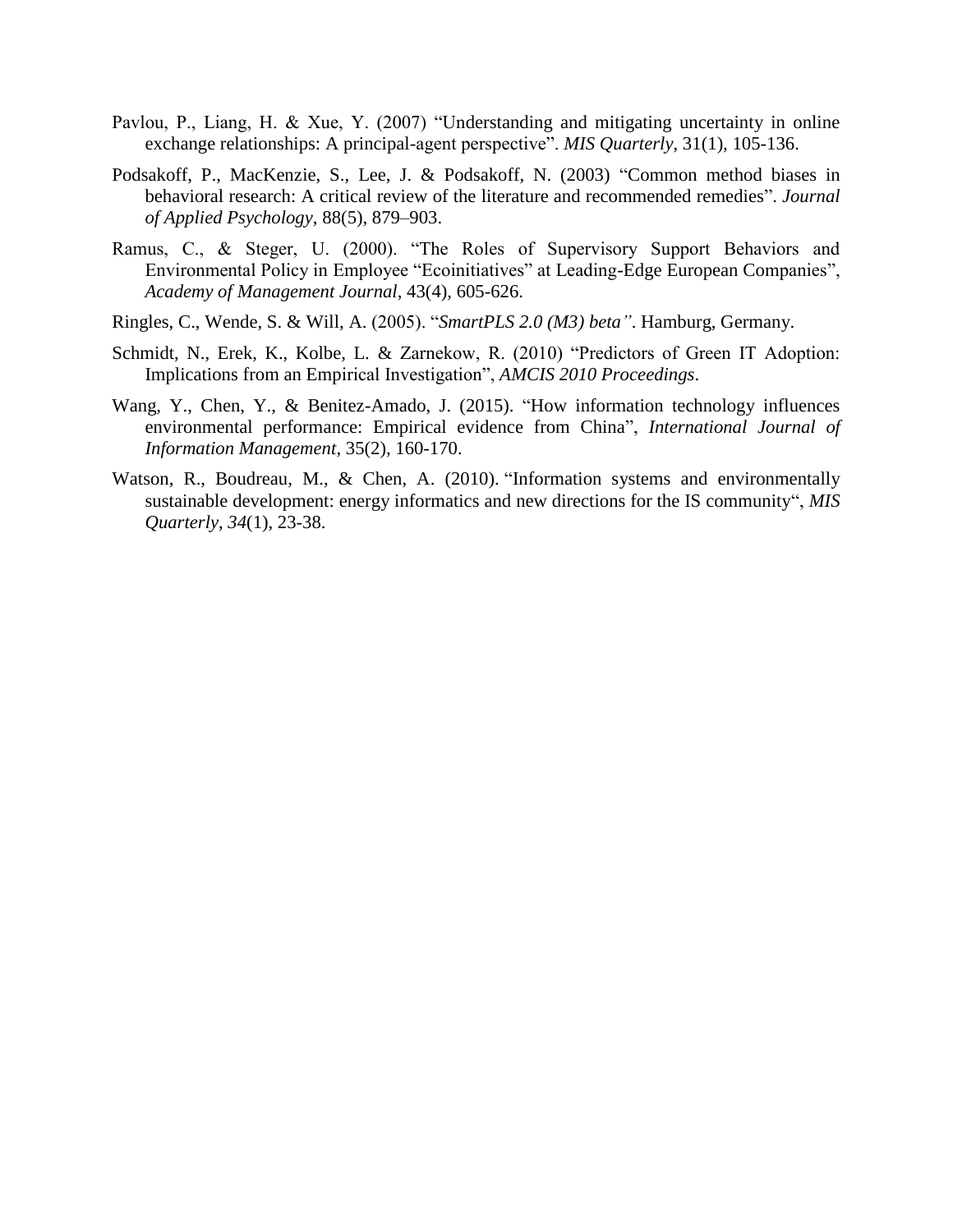Pavlou, P., Liang, H. & Xue, Y. (2007) "Understanding and mitigating uncertainty in online exchange relationships: A principal-agent perspective". *MIS Quarterly*, 31(1), 105-136.

Podsakoff, P., MacKenzie, S., Lee, J. & Podsakoff, N. (2003) "Common method biases in behavioral research: A critical review of the literature and recommended remedies". *Journal of Applied Psychology*, 88(5), 879–903.

Ramus, C., & Steger, U. (2000). "The Roles of Supervisory Support Behaviors and Environmental Policy in Employee "Ecoinitiatives" at Leading-Edge European Companies", *Academy of Management Journal*, 43(4), 605-626.

Ringles, C., Wende, S. & Will, A. (2005). "*SmartPLS 2.0 (M3) beta"*. Hamburg, Germany.

Schmidt, N., Erek, K., Kolbe, L. & Zarnekow, R. (2010) "Predictors of Green IT Adoption: Implications from an Empirical Investigation", *AMCIS 2010 Proceedings*.

Wang, Y., Chen, Y., & Benitez-Amado, J. (2015). "How information technology influences environmental performance: Empirical evidence from China", *International Journal of Information Management*, 35(2), 160-170.

Watson, R., Boudreau, M., & Chen, A. (2010). "Information systems and environmentally sustainable development: energy informatics and new directions for the IS community", *MIS Quarterly*, *34*(1), 23-38.